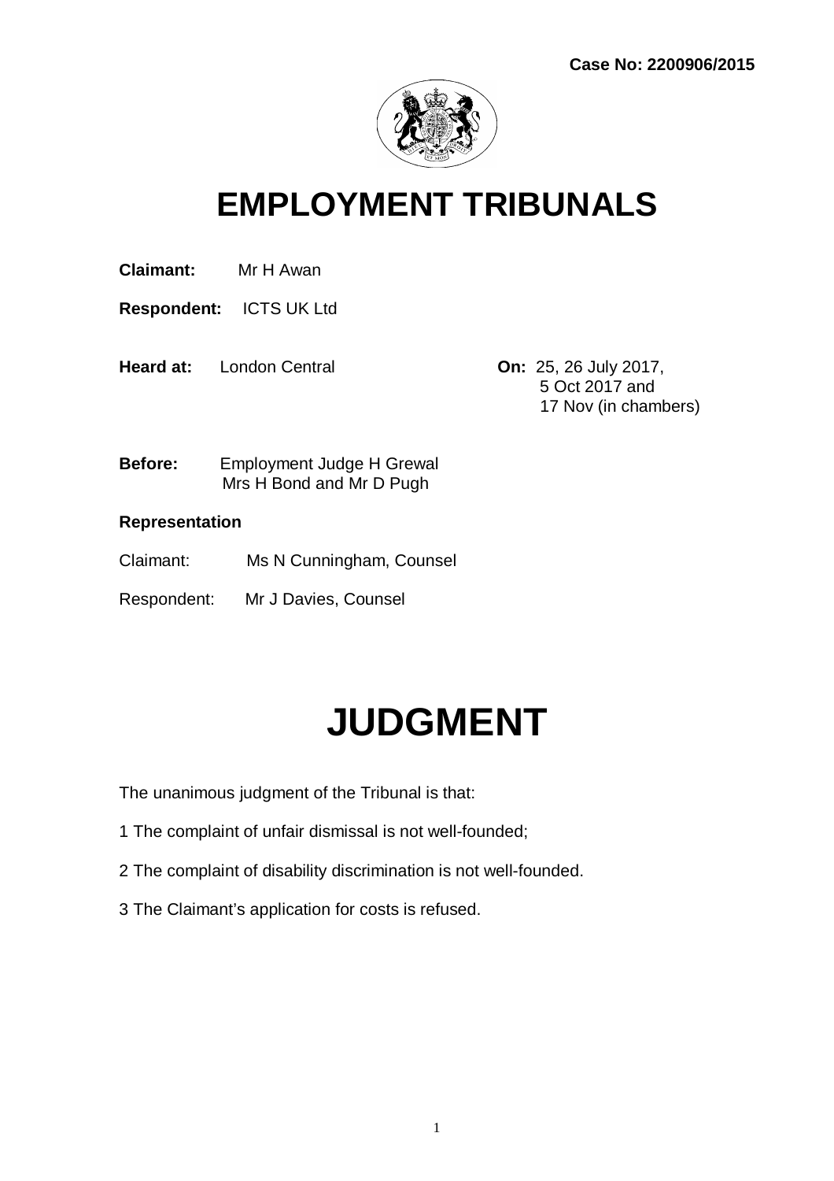**Case No: 2200906/2015**

# EMPLOYMENT TRIBUNALS

**Claimant:** Mr H Awan

**Respondent:** ICTS UK Ltd

**Heard at:** London Central **On:** 25, 26 July 2017, 5 Oct 2017 and 17 Nov (in chambers)

**Before:** Employment Judge H Grewal
Mrs H Bond and Mr D Pugh

**Representation**

Claimant: Ms N Cunningham, Counsel

Respondent: Mr J Davies, Counsel

# JUDGMENT

The unanimous judgment of the Tribunal is that:

1 The complaint of unfair dismissal is not well-founded;

2 The complaint of disability discrimination is not well-founded.

3 The Claimant's application for costs is refused.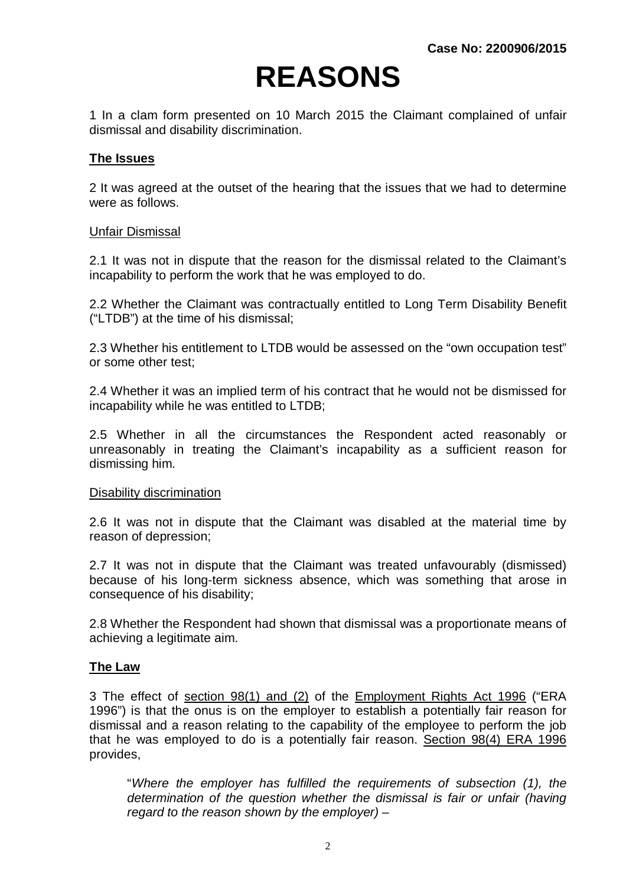Case No: 2200906/2015

# REASONS

1 In a clam form presented on 10 March 2015 the Claimant complained of unfair dismissal and disability discrimination.

## The Issues

2 It was agreed at the outset of the hearing that the issues that we had to determine were as follows.

### Unfair Dismissal

2.1 It was not in dispute that the reason for the dismissal related to the Claimant's incapability to perform the work that he was employed to do.

2.2 Whether the Claimant was contractually entitled to Long Term Disability Benefit ("LTDB") at the time of his dismissal;

2.3 Whether his entitlement to LTDB would be assessed on the "own occupation test" or some other test;

2.4 Whether it was an implied term of his contract that he would not be dismissed for incapability while he was entitled to LTDB;

2.5 Whether in all the circumstances the Respondent acted reasonably or unreasonably in treating the Claimant's incapability as a sufficient reason for dismissing him.

### Disability discrimination

2.6 It was not in dispute that the Claimant was disabled at the material time by reason of depression;

2.7 It was not in dispute that the Claimant was treated unfavourably (dismissed) because of his long-term sickness absence, which was something that arose in consequence of his disability;

2.8 Whether the Respondent had shown that dismissal was a proportionate means of achieving a legitimate aim.

## The Law

3 The effect of section 98(1) and (2) of the Employment Rights Act 1996 ("ERA 1996") is that the onus is on the employer to establish a potentially fair reason for dismissal and a reason relating to the capability of the employee to perform the job that he was employed to do is a potentially fair reason. Section 98(4) ERA 1996 provides,

> "*Where the employer has fulfilled the requirements of subsection (1), the determination of the question whether the dismissal is fair or unfair (having regard to the reason shown by the employer) –*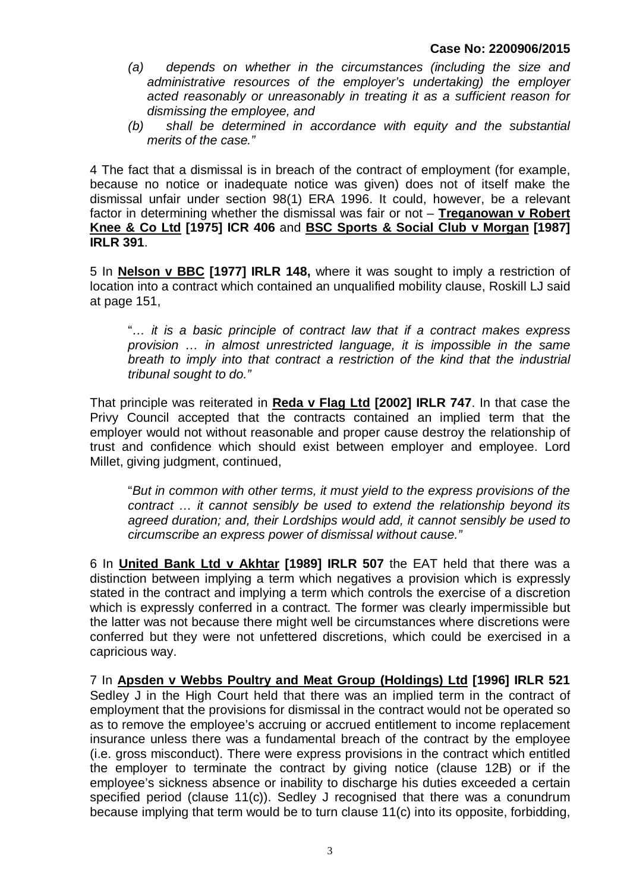*(a) depends on whether in the circumstances (including the size and administrative resources of the employer's undertaking) the employer acted reasonably or unreasonably in treating it as a sufficient reason for dismissing the employee, and*

*(b) shall be determined in accordance with equity and the substantial merits of the case."*

4 The fact that a dismissal is in breach of the contract of employment (for example, because no notice or inadequate notice was given) does not of itself make the dismissal unfair under section 98(1) ERA 1996. It could, however, be a relevant factor in determining whether the dismissal was fair or not – **Treganowan v Robert Knee & Co Ltd [1975] ICR 406** and **BSC Sports & Social Club v Morgan [1987] IRLR 391**.

5 In **Nelson v BBC [1977] IRLR 148,** where it was sought to imply a restriction of location into a contract which contained an unqualified mobility clause, Roskill LJ said at page 151,

> "*… it is a basic principle of contract law that if a contract makes express provision … in almost unrestricted language, it is impossible in the same breath to imply into that contract a restriction of the kind that the industrial tribunal sought to do."*

That principle was reiterated in **Reda v Flag Ltd [2002] IRLR 747**. In that case the Privy Council accepted that the contracts contained an implied term that the employer would not without reasonable and proper cause destroy the relationship of trust and confidence which should exist between employer and employee. Lord Millet, giving judgment, continued,

> "*But in common with other terms, it must yield to the express provisions of the contract … it cannot sensibly be used to extend the relationship beyond its agreed duration; and, their Lordships would add, it cannot sensibly be used to circumscribe an express power of dismissal without cause."*

6 In **United Bank Ltd v Akhtar [1989] IRLR 507** the EAT held that there was a distinction between implying a term which negatives a provision which is expressly stated in the contract and implying a term which controls the exercise of a discretion which is expressly conferred in a contract. The former was clearly impermissible but the latter was not because there might well be circumstances where discretions were conferred but they were not unfettered discretions, which could be exercised in a capricious way.

7 In **Apsden v Webbs Poultry and Meat Group (Holdings) Ltd [1996] IRLR 521** Sedley J in the High Court held that there was an implied term in the contract of employment that the provisions for dismissal in the contract would not be operated so as to remove the employee's accruing or accrued entitlement to income replacement insurance unless there was a fundamental breach of the contract by the employee (i.e. gross misconduct). There were express provisions in the contract which entitled the employer to terminate the contract by giving notice (clause 12B) or if the employee's sickness absence or inability to discharge his duties exceeded a certain specified period (clause 11(c)). Sedley J recognised that there was a conundrum because implying that term would be to turn clause 11(c) into its opposite, forbidding,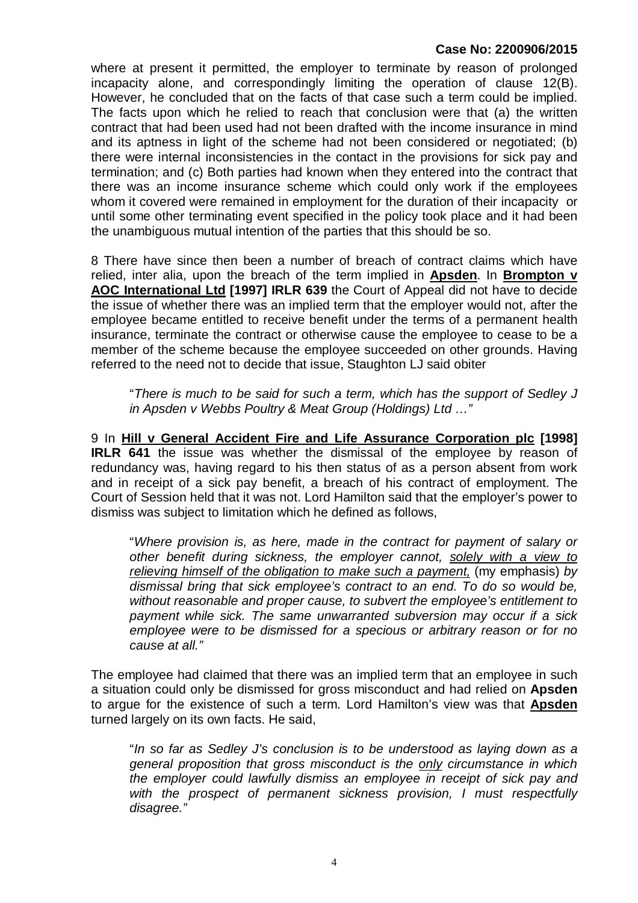where at present it permitted, the employer to terminate by reason of prolonged incapacity alone, and correspondingly limiting the operation of clause 12(B). However, he concluded that on the facts of that case such a term could be implied. The facts upon which he relied to reach that conclusion were that (a) the written contract that had been used had not been drafted with the income insurance in mind and its aptness in light of the scheme had not been considered or negotiated; (b) there were internal inconsistencies in the contact in the provisions for sick pay and termination; and (c) Both parties had known when they entered into the contract that there was an income insurance scheme which could only work if the employees whom it covered were remained in employment for the duration of their incapacity or until some other terminating event specified in the policy took place and it had been the unambiguous mutual intention of the parties that this should be so.

8 There have since then been a number of breach of contract claims which have relied, inter alia, upon the breach of the term implied in **Apsden**. In **Brompton v AOC International Ltd [1997] IRLR 639** the Court of Appeal did not have to decide the issue of whether there was an implied term that the employer would not, after the employee became entitled to receive benefit under the terms of a permanent health insurance, terminate the contract or otherwise cause the employee to cease to be a member of the scheme because the employee succeeded on other grounds. Having referred to the need not to decide that issue, Staughton LJ said obiter

> "*There is much to be said for such a term, which has the support of Sedley J in Apsden v Webbs Poultry & Meat Group (Holdings) Ltd …*"

9 In **Hill v General Accident Fire and Life Assurance Corporation plc [1998] IRLR 641** the issue was whether the dismissal of the employee by reason of redundancy was, having regard to his then status of as a person absent from work and in receipt of a sick pay benefit, a breach of his contract of employment. The Court of Session held that it was not. Lord Hamilton said that the employer's power to dismiss was subject to limitation which he defined as follows,

> "*Where provision is, as here, made in the contract for payment of salary or other benefit during sickness, the employer cannot, solely with a view to relieving himself of the obligation to make such a payment,* (my emphasis) *by dismissal bring that sick employee's contract to an end. To do so would be, without reasonable and proper cause, to subvert the employee's entitlement to payment while sick. The same unwarranted subversion may occur if a sick employee were to be dismissed for a specious or arbitrary reason or for no cause at all.*"

The employee had claimed that there was an implied term that an employee in such a situation could only be dismissed for gross misconduct and had relied on **Apsden** to argue for the existence of such a term. Lord Hamilton's view was that **Apsden** turned largely on its own facts. He said,

> "*In so far as Sedley J's conclusion is to be understood as laying down as a general proposition that gross misconduct is the only circumstance in which the employer could lawfully dismiss an employee in receipt of sick pay and with the prospect of permanent sickness provision, I must respectfully disagree.*"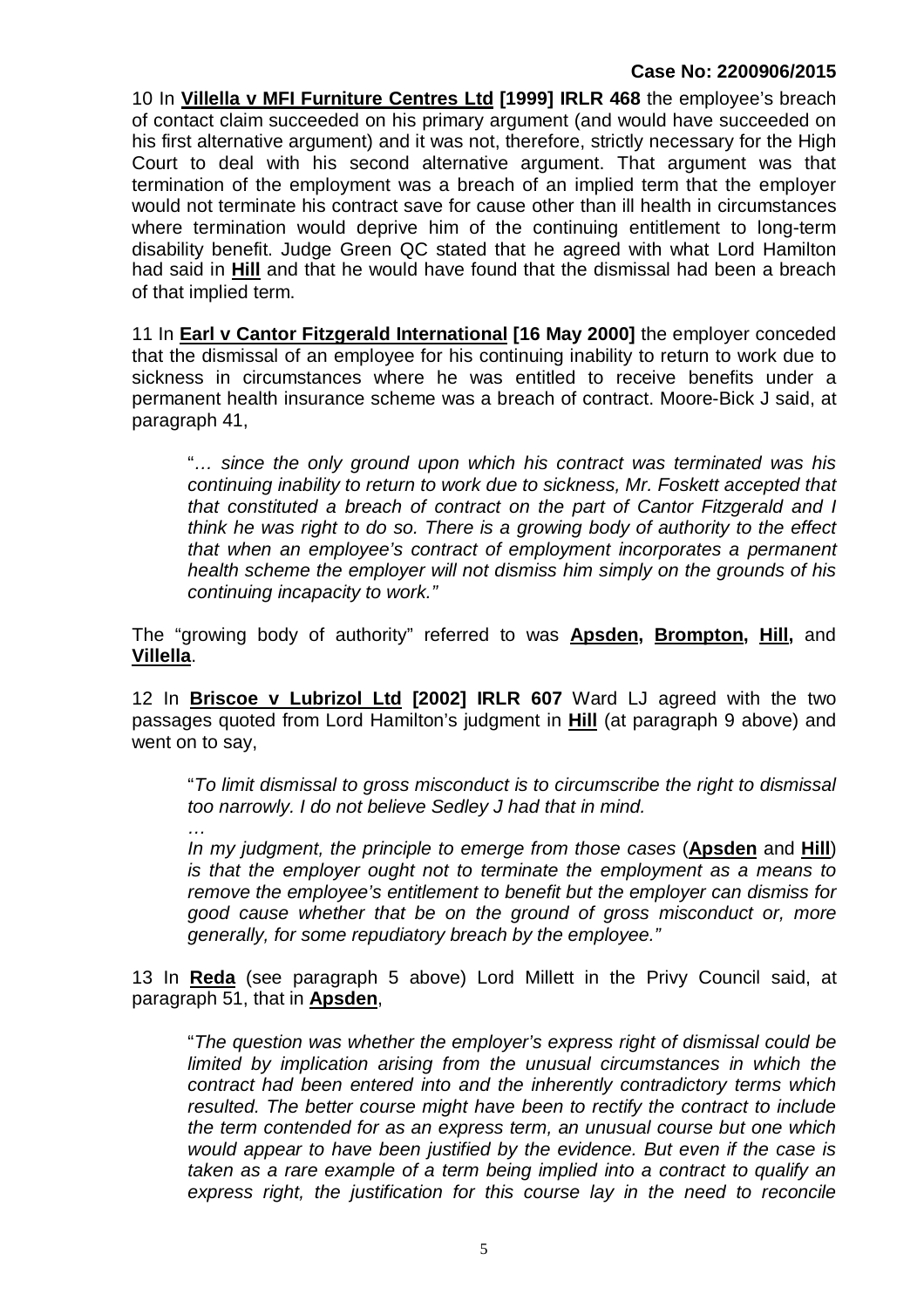10 In **Villella v MFI Furniture Centres Ltd [1999] IRLR 468** the employee's breach of contact claim succeeded on his primary argument (and would have succeeded on his first alternative argument) and it was not, therefore, strictly necessary for the High Court to deal with his second alternative argument. That argument was that termination of the employment was a breach of an implied term that the employer would not terminate his contract save for cause other than ill health in circumstances where termination would deprive him of the continuing entitlement to long-term disability benefit. Judge Green QC stated that he agreed with what Lord Hamilton had said in **Hill** and that he would have found that the dismissal had been a breach of that implied term.

11 In **Earl v Cantor Fitzgerald International [16 May 2000]** the employer conceded that the dismissal of an employee for his continuing inability to return to work due to sickness in circumstances where he was entitled to receive benefits under a permanent health insurance scheme was a breach of contract. Moore-Bick J said, at paragraph 41,

> "*… since the only ground upon which his contract was terminated was his continuing inability to return to work due to sickness, Mr. Foskett accepted that that constituted a breach of contract on the part of Cantor Fitzgerald and I think he was right to do so. There is a growing body of authority to the effect that when an employee's contract of employment incorporates a permanent health scheme the employer will not dismiss him simply on the grounds of his continuing incapacity to work.*"

The "growing body of authority" referred to was **Apsden, Brompton, Hill,** and **Villella**.

12 In **Briscoe v Lubrizol Ltd [2002] IRLR 607** Ward LJ agreed with the two passages quoted from Lord Hamilton's judgment in **Hill** (at paragraph 9 above) and went on to say,

> "*To limit dismissal to gross misconduct is to circumscribe the right to dismissal too narrowly. I do not believe Sedley J had that in mind.*
>
> *…*
>
> *In my judgment, the principle to emerge from those cases* (**Apsden** and **Hill**) *is that the employer ought not to terminate the employment as a means to remove the employee's entitlement to benefit but the employer can dismiss for good cause whether that be on the ground of gross misconduct or, more generally, for some repudiatory breach by the employee.*"

13 In **Reda** (see paragraph 5 above) Lord Millett in the Privy Council said, at paragraph 51, that in **Apsden**,

> "*The question was whether the employer's express right of dismissal could be limited by implication arising from the unusual circumstances in which the contract had been entered into and the inherently contradictory terms which resulted. The better course might have been to rectify the contract to include the term contended for as an express term, an unusual course but one which would appear to have been justified by the evidence. But even if the case is taken as a rare example of a term being implied into a contract to qualify an express right, the justification for this course lay in the need to reconcile*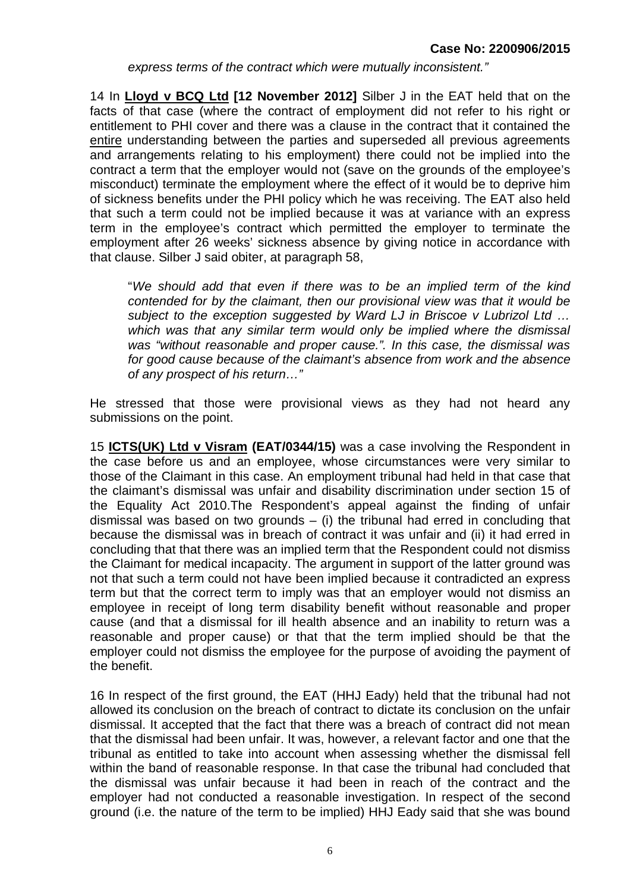*express terms of the contract which were mutually inconsistent."*

14 In **Lloyd v BCQ Ltd [12 November 2012]** Silber J in the EAT held that on the facts of that case (where the contract of employment did not refer to his right or entitlement to PHI cover and there was a clause in the contract that it contained the entire understanding between the parties and superseded all previous agreements and arrangements relating to his employment) there could not be implied into the contract a term that the employer would not (save on the grounds of the employee's misconduct) terminate the employment where the effect of it would be to deprive him of sickness benefits under the PHI policy which he was receiving. The EAT also held that such a term could not be implied because it was at variance with an express term in the employee's contract which permitted the employer to terminate the employment after 26 weeks' sickness absence by giving notice in accordance with that clause. Silber J said obiter, at paragraph 58,

> "*We should add that even if there was to be an implied term of the kind contended for by the claimant, then our provisional view was that it would be subject to the exception suggested by Ward LJ in Briscoe v Lubrizol Ltd … which was that any similar term would only be implied where the dismissal was "without reasonable and proper cause.". In this case, the dismissal was for good cause because of the claimant's absence from work and the absence of any prospect of his return…"*

He stressed that those were provisional views as they had not heard any submissions on the point.

15 **ICTS(UK) Ltd v Visram (EAT/0344/15)** was a case involving the Respondent in the case before us and an employee, whose circumstances were very similar to those of the Claimant in this case. An employment tribunal had held in that case that the claimant's dismissal was unfair and disability discrimination under section 15 of the Equality Act 2010.The Respondent's appeal against the finding of unfair dismissal was based on two grounds – (i) the tribunal had erred in concluding that because the dismissal was in breach of contract it was unfair and (ii) it had erred in concluding that that there was an implied term that the Respondent could not dismiss the Claimant for medical incapacity. The argument in support of the latter ground was not that such a term could not have been implied because it contradicted an express term but that the correct term to imply was that an employer would not dismiss an employee in receipt of long term disability benefit without reasonable and proper cause (and that a dismissal for ill health absence and an inability to return was a reasonable and proper cause) or that that the term implied should be that the employer could not dismiss the employee for the purpose of avoiding the payment of the benefit.

16 In respect of the first ground, the EAT (HHJ Eady) held that the tribunal had not allowed its conclusion on the breach of contract to dictate its conclusion on the unfair dismissal. It accepted that the fact that there was a breach of contract did not mean that the dismissal had been unfair. It was, however, a relevant factor and one that the tribunal as entitled to take into account when assessing whether the dismissal fell within the band of reasonable response. In that case the tribunal had concluded that the dismissal was unfair because it had been in reach of the contract and the employer had not conducted a reasonable investigation. In respect of the second ground (i.e. the nature of the term to be implied) HHJ Eady said that she was bound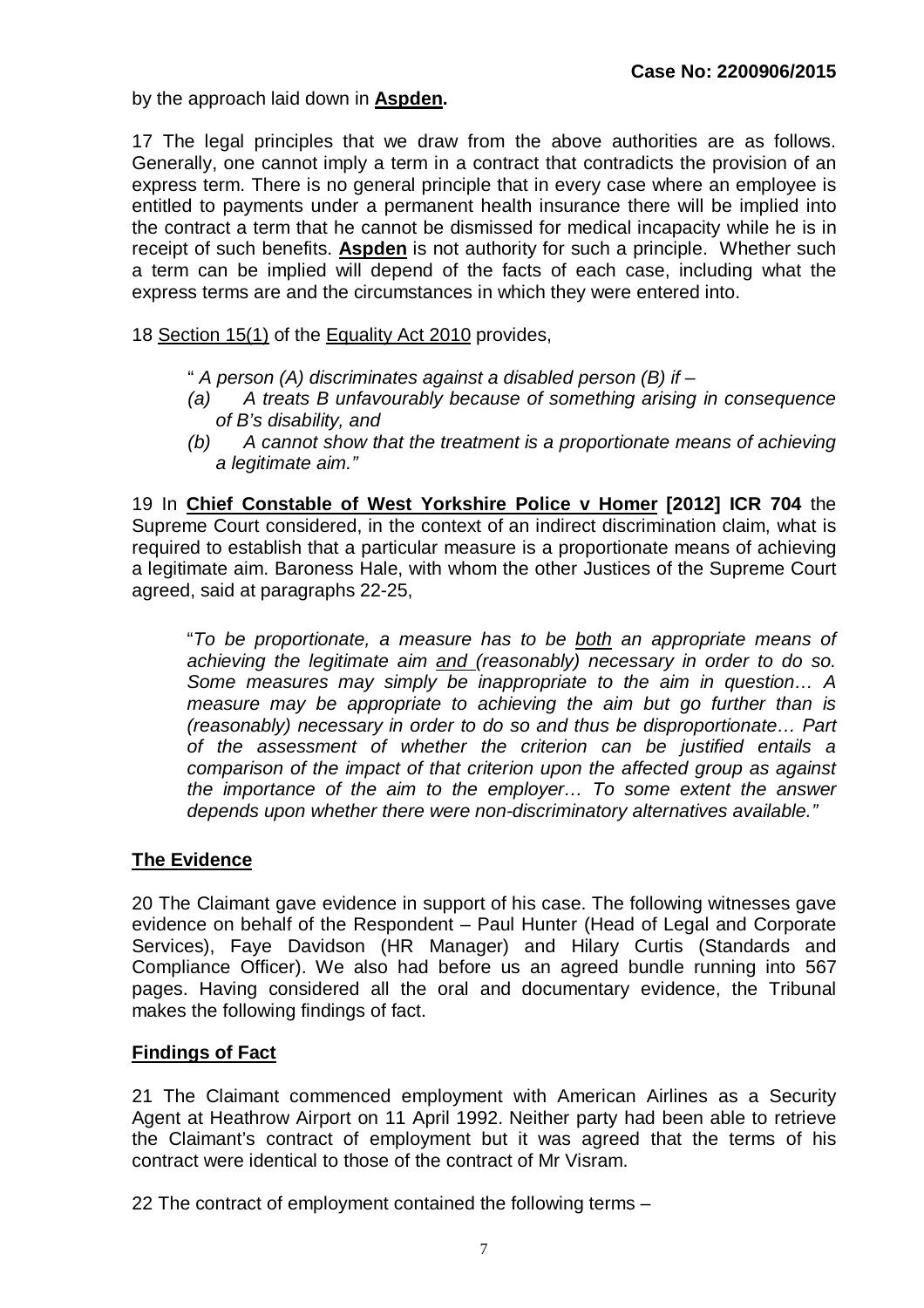by the approach laid down in **Aspden.**

17 The legal principles that we draw from the above authorities are as follows. Generally, one cannot imply a term in a contract that contradicts the provision of an express term. There is no general principle that in every case where an employee is entitled to payments under a permanent health insurance there will be implied into the contract a term that he cannot be dismissed for medical incapacity while he is in receipt of such benefits. **Aspden** is not authority for such a principle. Whether such a term can be implied will depend of the facts of each case, including what the express terms are and the circumstances in which they were entered into.

18 Section 15(1) of the Equality Act 2010 provides,

> " *A person (A) discriminates against a disabled person (B) if –*
> *(a) A treats B unfavourably because of something arising in consequence of B's disability, and*
> *(b) A cannot show that the treatment is a proportionate means of achieving a legitimate aim."*

19 In **Chief Constable of West Yorkshire Police v Homer [2012] ICR 704** the Supreme Court considered, in the context of an indirect discrimination claim, what is required to establish that a particular measure is a proportionate means of achieving a legitimate aim. Baroness Hale, with whom the other Justices of the Supreme Court agreed, said at paragraphs 22-25,

> "*To be proportionate, a measure has to be both an appropriate means of achieving the legitimate aim and (reasonably) necessary in order to do so. Some measures may simply be inappropriate to the aim in question… A measure may be appropriate to achieving the aim but go further than is (reasonably) necessary in order to do so and thus be disproportionate… Part of the assessment of whether the criterion can be justified entails a comparison of the impact of that criterion upon the affected group as against the importance of the aim to the employer… To some extent the answer depends upon whether there were non-discriminatory alternatives available."*

## The Evidence

20 The Claimant gave evidence in support of his case. The following witnesses gave evidence on behalf of the Respondent – Paul Hunter (Head of Legal and Corporate Services), Faye Davidson (HR Manager) and Hilary Curtis (Standards and Compliance Officer). We also had before us an agreed bundle running into 567 pages. Having considered all the oral and documentary evidence, the Tribunal makes the following findings of fact.

## Findings of Fact

21 The Claimant commenced employment with American Airlines as a Security Agent at Heathrow Airport on 11 April 1992. Neither party had been able to retrieve the Claimant's contract of employment but it was agreed that the terms of his contract were identical to those of the contract of Mr Visram.

22 The contract of employment contained the following terms –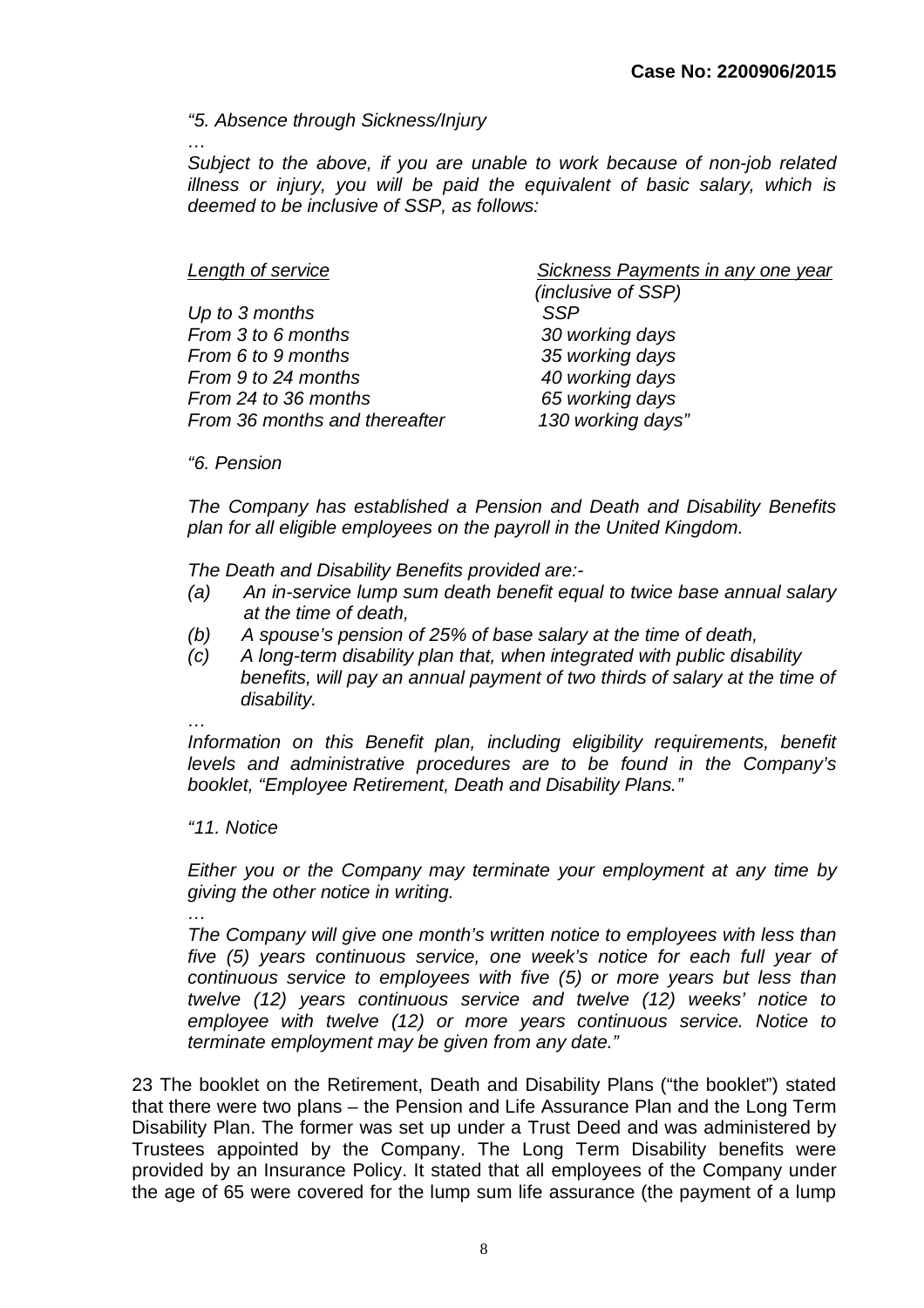*"5. Absence through Sickness/Injury*

*…*

*Subject to the above, if you are unable to work because of non-job related illness or injury, you will be paid the equivalent of basic salary, which is deemed to be inclusive of SSP, as follows:*

| *Length of service* | *Sickness Payments in any one year (inclusive of SSP)* |
|---|---|
| *Up to 3 months* | *SSP* |
| *From 3 to 6 months* | *30 working days* |
| *From 6 to 9 months* | *35 working days* |
| *From 9 to 24 months* | *40 working days* |
| *From 24 to 36 months* | *65 working days* |
| *From 36 months and thereafter* | *130 working days"* |

*"6. Pension*

*The Company has established a Pension and Death and Disability Benefits plan for all eligible employees on the payroll in the United Kingdom.*

*The Death and Disability Benefits provided are:-*

*(a) An in-service lump sum death benefit equal to twice base annual salary at the time of death,*
*(b) A spouse's pension of 25% of base salary at the time of death,*
*(c) A long-term disability plan that, when integrated with public disability benefits, will pay an annual payment of two thirds of salary at the time of disability.*

*…*

*Information on this Benefit plan, including eligibility requirements, benefit levels and administrative procedures are to be found in the Company's booklet, "Employee Retirement, Death and Disability Plans."*

*"11. Notice*

*Either you or the Company may terminate your employment at any time by giving the other notice in writing.*

*…*

*The Company will give one month's written notice to employees with less than five (5) years continuous service, one week's notice for each full year of continuous service to employees with five (5) or more years but less than twelve (12) years continuous service and twelve (12) weeks' notice to employee with twelve (12) or more years continuous service. Notice to terminate employment may be given from any date."*

23 The booklet on the Retirement, Death and Disability Plans ("the booklet") stated that there were two plans – the Pension and Life Assurance Plan and the Long Term Disability Plan. The former was set up under a Trust Deed and was administered by Trustees appointed by the Company. The Long Term Disability benefits were provided by an Insurance Policy. It stated that all employees of the Company under the age of 65 were covered for the lump sum life assurance (the payment of a lump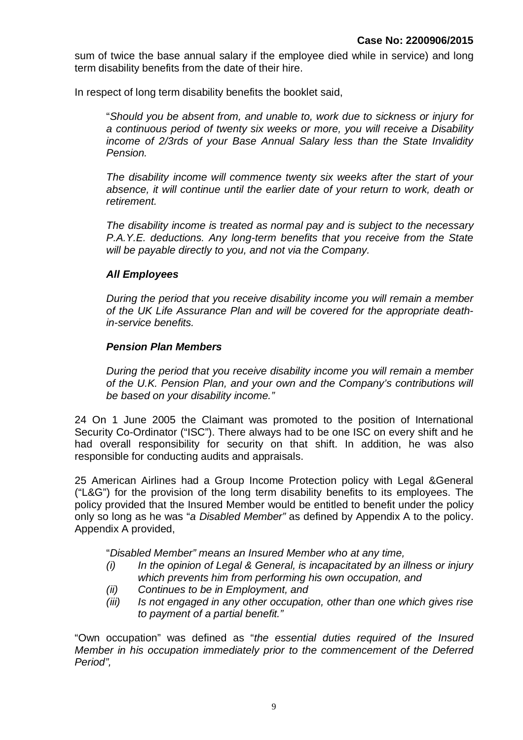sum of twice the base annual salary if the employee died while in service) and long term disability benefits from the date of their hire.

In respect of long term disability benefits the booklet said,

> "*Should you be absent from, and unable to, work due to sickness or injury for a continuous period of twenty six weeks or more, you will receive a Disability income of 2/3rds of your Base Annual Salary less than the State Invalidity Pension.*
>
> *The disability income will commence twenty six weeks after the start of your absence, it will continue until the earlier date of your return to work, death or retirement.*
>
> *The disability income is treated as normal pay and is subject to the necessary P.A.Y.E. deductions. Any long-term benefits that you receive from the State will be payable directly to you, and not via the Company.*
>
> ***All Employees***
>
> *During the period that you receive disability income you will remain a member of the UK Life Assurance Plan and will be covered for the appropriate death-in-service benefits.*
>
> ***Pension Plan Members***
>
> *During the period that you receive disability income you will remain a member of the U.K. Pension Plan, and your own and the Company's contributions will be based on your disability income."*

24 On 1 June 2005 the Claimant was promoted to the position of International Security Co-Ordinator ("ISC"). There always had to be one ISC on every shift and he had overall responsibility for security on that shift. In addition, he was also responsible for conducting audits and appraisals.

25 American Airlines had a Group Income Protection policy with Legal &General ("L&G") for the provision of the long term disability benefits to its employees. The policy provided that the Insured Member would be entitled to benefit under the policy only so long as he was "*a Disabled Member"* as defined by Appendix A to the policy. Appendix A provided,

> "*Disabled Member" means an Insured Member who at any time,*
>
> *(i) In the opinion of Legal & General, is incapacitated by an illness or injury which prevents him from performing his own occupation, and*
>
> *(ii) Continues to be in Employment, and*
>
> *(iii) Is not engaged in any other occupation, other than one which gives rise to payment of a partial benefit."*

"Own occupation" was defined as "*the essential duties required of the Insured Member in his occupation immediately prior to the commencement of the Deferred Period",*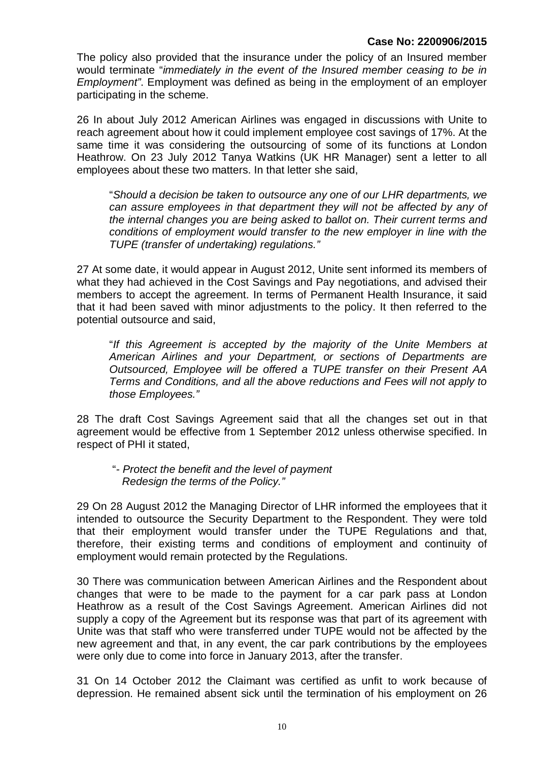The policy also provided that the insurance under the policy of an Insured member would terminate "*immediately in the event of the Insured member ceasing to be in Employment"*. Employment was defined as being in the employment of an employer participating in the scheme.

26 In about July 2012 American Airlines was engaged in discussions with Unite to reach agreement about how it could implement employee cost savings of 17%. At the same time it was considering the outsourcing of some of its functions at London Heathrow. On 23 July 2012 Tanya Watkins (UK HR Manager) sent a letter to all employees about these two matters. In that letter she said,

> "*Should a decision be taken to outsource any one of our LHR departments, we can assure employees in that department they will not be affected by any of the internal changes you are being asked to ballot on. Their current terms and conditions of employment would transfer to the new employer in line with the TUPE (transfer of undertaking) regulations."*

27 At some date, it would appear in August 2012, Unite sent informed its members of what they had achieved in the Cost Savings and Pay negotiations, and advised their members to accept the agreement. In terms of Permanent Health Insurance, it said that it had been saved with minor adjustments to the policy. It then referred to the potential outsource and said,

> "*If this Agreement is accepted by the majority of the Unite Members at American Airlines and your Department, or sections of Departments are Outsourced, Employee will be offered a TUPE transfer on their Present AA Terms and Conditions, and all the above reductions and Fees will not apply to those Employees."*

28 The draft Cost Savings Agreement said that all the changes set out in that agreement would be effective from 1 September 2012 unless otherwise specified. In respect of PHI it stated,

> "*- Protect the benefit and the level of payment*
> *Redesign the terms of the Policy."*

29 On 28 August 2012 the Managing Director of LHR informed the employees that it intended to outsource the Security Department to the Respondent. They were told that their employment would transfer under the TUPE Regulations and that, therefore, their existing terms and conditions of employment and continuity of employment would remain protected by the Regulations.

30 There was communication between American Airlines and the Respondent about changes that were to be made to the payment for a car park pass at London Heathrow as a result of the Cost Savings Agreement. American Airlines did not supply a copy of the Agreement but its response was that part of its agreement with Unite was that staff who were transferred under TUPE would not be affected by the new agreement and that, in any event, the car park contributions by the employees were only due to come into force in January 2013, after the transfer.

31 On 14 October 2012 the Claimant was certified as unfit to work because of depression. He remained absent sick until the termination of his employment on 26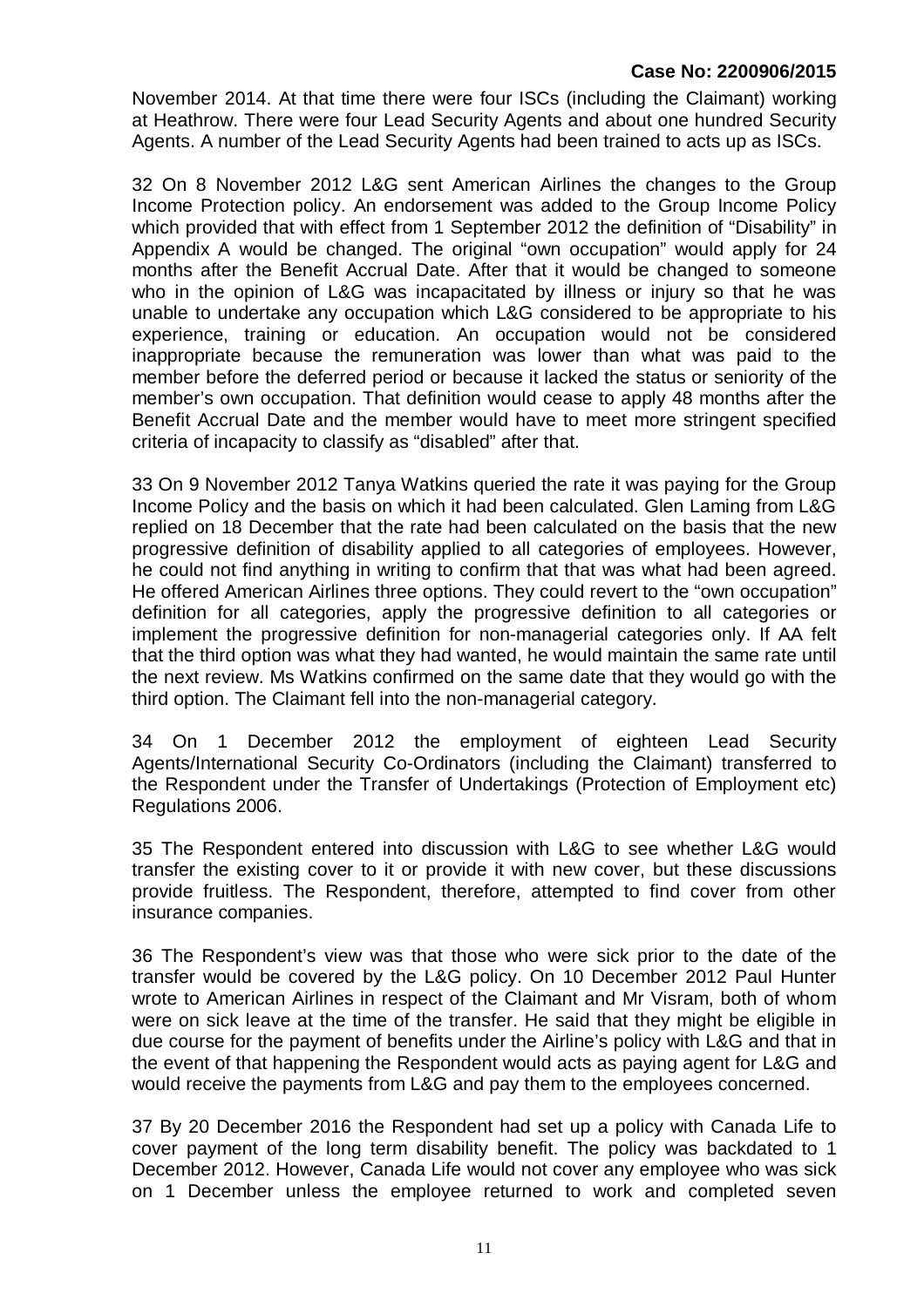November 2014. At that time there were four ISCs (including the Claimant) working at Heathrow. There were four Lead Security Agents and about one hundred Security Agents. A number of the Lead Security Agents had been trained to acts up as ISCs.

32 On 8 November 2012 L&G sent American Airlines the changes to the Group Income Protection policy. An endorsement was added to the Group Income Policy which provided that with effect from 1 September 2012 the definition of "Disability" in Appendix A would be changed. The original "own occupation" would apply for 24 months after the Benefit Accrual Date. After that it would be changed to someone who in the opinion of L&G was incapacitated by illness or injury so that he was unable to undertake any occupation which L&G considered to be appropriate to his experience, training or education. An occupation would not be considered inappropriate because the remuneration was lower than what was paid to the member before the deferred period or because it lacked the status or seniority of the member's own occupation. That definition would cease to apply 48 months after the Benefit Accrual Date and the member would have to meet more stringent specified criteria of incapacity to classify as "disabled" after that.

33 On 9 November 2012 Tanya Watkins queried the rate it was paying for the Group Income Policy and the basis on which it had been calculated. Glen Laming from L&G replied on 18 December that the rate had been calculated on the basis that the new progressive definition of disability applied to all categories of employees. However, he could not find anything in writing to confirm that that was what had been agreed. He offered American Airlines three options. They could revert to the "own occupation" definition for all categories, apply the progressive definition to all categories or implement the progressive definition for non-managerial categories only. If AA felt that the third option was what they had wanted, he would maintain the same rate until the next review. Ms Watkins confirmed on the same date that they would go with the third option. The Claimant fell into the non-managerial category.

34 On 1 December 2012 the employment of eighteen Lead Security Agents/International Security Co-Ordinators (including the Claimant) transferred to the Respondent under the Transfer of Undertakings (Protection of Employment etc) Regulations 2006.

35 The Respondent entered into discussion with L&G to see whether L&G would transfer the existing cover to it or provide it with new cover, but these discussions provide fruitless. The Respondent, therefore, attempted to find cover from other insurance companies.

36 The Respondent's view was that those who were sick prior to the date of the transfer would be covered by the L&G policy. On 10 December 2012 Paul Hunter wrote to American Airlines in respect of the Claimant and Mr Visram, both of whom were on sick leave at the time of the transfer. He said that they might be eligible in due course for the payment of benefits under the Airline's policy with L&G and that in the event of that happening the Respondent would acts as paying agent for L&G and would receive the payments from L&G and pay them to the employees concerned.

37 By 20 December 2016 the Respondent had set up a policy with Canada Life to cover payment of the long term disability benefit. The policy was backdated to 1 December 2012. However, Canada Life would not cover any employee who was sick on 1 December unless the employee returned to work and completed seven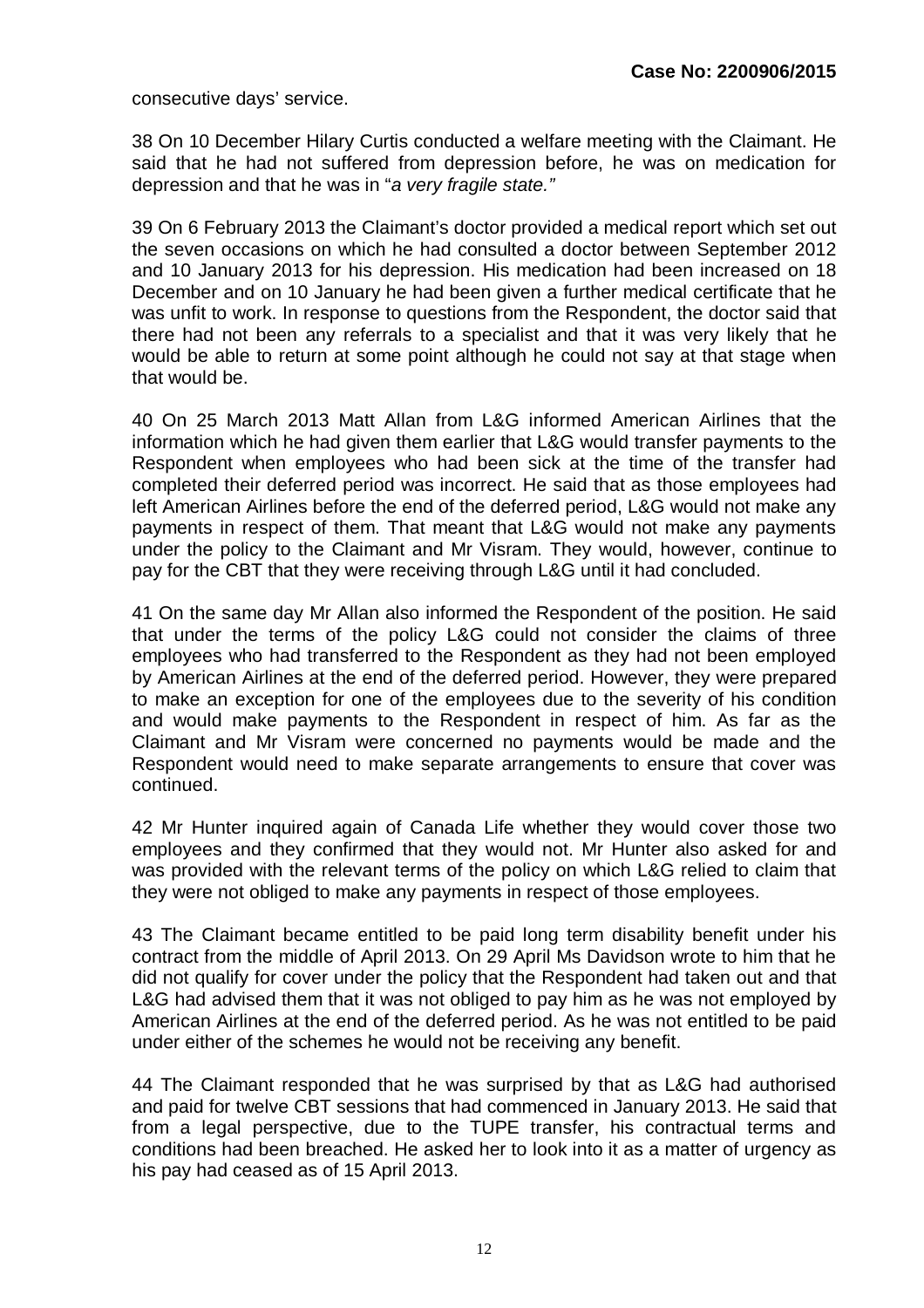consecutive days' service.

38 On 10 December Hilary Curtis conducted a welfare meeting with the Claimant. He said that he had not suffered from depression before, he was on medication for depression and that he was in "*a very fragile state.*"

39 On 6 February 2013 the Claimant's doctor provided a medical report which set out the seven occasions on which he had consulted a doctor between September 2012 and 10 January 2013 for his depression. His medication had been increased on 18 December and on 10 January he had been given a further medical certificate that he was unfit to work. In response to questions from the Respondent, the doctor said that there had not been any referrals to a specialist and that it was very likely that he would be able to return at some point although he could not say at that stage when that would be.

40 On 25 March 2013 Matt Allan from L&G informed American Airlines that the information which he had given them earlier that L&G would transfer payments to the Respondent when employees who had been sick at the time of the transfer had completed their deferred period was incorrect. He said that as those employees had left American Airlines before the end of the deferred period, L&G would not make any payments in respect of them. That meant that L&G would not make any payments under the policy to the Claimant and Mr Visram. They would, however, continue to pay for the CBT that they were receiving through L&G until it had concluded.

41 On the same day Mr Allan also informed the Respondent of the position. He said that under the terms of the policy L&G could not consider the claims of three employees who had transferred to the Respondent as they had not been employed by American Airlines at the end of the deferred period. However, they were prepared to make an exception for one of the employees due to the severity of his condition and would make payments to the Respondent in respect of him. As far as the Claimant and Mr Visram were concerned no payments would be made and the Respondent would need to make separate arrangements to ensure that cover was continued.

42 Mr Hunter inquired again of Canada Life whether they would cover those two employees and they confirmed that they would not. Mr Hunter also asked for and was provided with the relevant terms of the policy on which L&G relied to claim that they were not obliged to make any payments in respect of those employees.

43 The Claimant became entitled to be paid long term disability benefit under his contract from the middle of April 2013. On 29 April Ms Davidson wrote to him that he did not qualify for cover under the policy that the Respondent had taken out and that L&G had advised them that it was not obliged to pay him as he was not employed by American Airlines at the end of the deferred period. As he was not entitled to be paid under either of the schemes he would not be receiving any benefit.

44 The Claimant responded that he was surprised by that as L&G had authorised and paid for twelve CBT sessions that had commenced in January 2013. He said that from a legal perspective, due to the TUPE transfer, his contractual terms and conditions had been breached. He asked her to look into it as a matter of urgency as his pay had ceased as of 15 April 2013.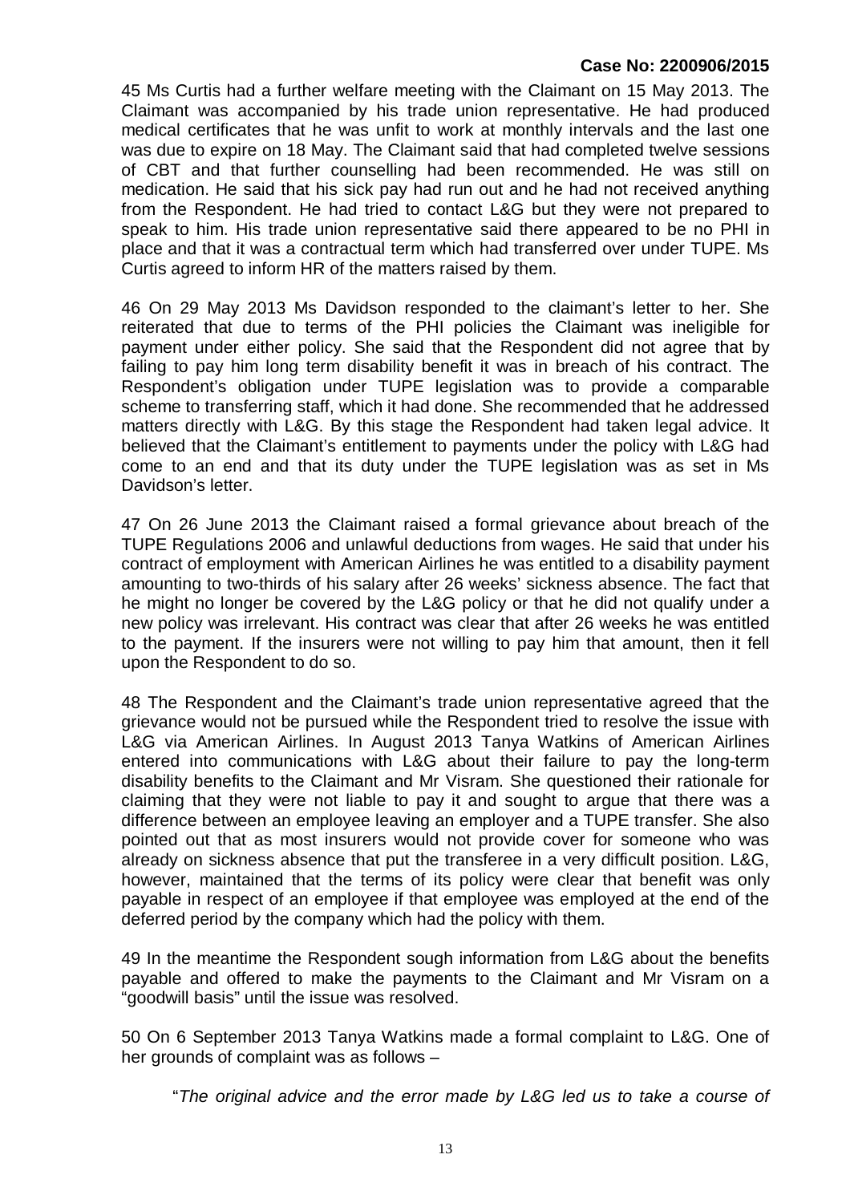45 Ms Curtis had a further welfare meeting with the Claimant on 15 May 2013. The Claimant was accompanied by his trade union representative. He had produced medical certificates that he was unfit to work at monthly intervals and the last one was due to expire on 18 May. The Claimant said that had completed twelve sessions of CBT and that further counselling had been recommended. He was still on medication. He said that his sick pay had run out and he had not received anything from the Respondent. He had tried to contact L&G but they were not prepared to speak to him. His trade union representative said there appeared to be no PHI in place and that it was a contractual term which had transferred over under TUPE. Ms Curtis agreed to inform HR of the matters raised by them.

46 On 29 May 2013 Ms Davidson responded to the claimant's letter to her. She reiterated that due to terms of the PHI policies the Claimant was ineligible for payment under either policy. She said that the Respondent did not agree that by failing to pay him long term disability benefit it was in breach of his contract. The Respondent's obligation under TUPE legislation was to provide a comparable scheme to transferring staff, which it had done. She recommended that he addressed matters directly with L&G. By this stage the Respondent had taken legal advice. It believed that the Claimant's entitlement to payments under the policy with L&G had come to an end and that its duty under the TUPE legislation was as set in Ms Davidson's letter.

47 On 26 June 2013 the Claimant raised a formal grievance about breach of the TUPE Regulations 2006 and unlawful deductions from wages. He said that under his contract of employment with American Airlines he was entitled to a disability payment amounting to two-thirds of his salary after 26 weeks' sickness absence. The fact that he might no longer be covered by the L&G policy or that he did not qualify under a new policy was irrelevant. His contract was clear that after 26 weeks he was entitled to the payment. If the insurers were not willing to pay him that amount, then it fell upon the Respondent to do so.

48 The Respondent and the Claimant's trade union representative agreed that the grievance would not be pursued while the Respondent tried to resolve the issue with L&G via American Airlines. In August 2013 Tanya Watkins of American Airlines entered into communications with L&G about their failure to pay the long-term disability benefits to the Claimant and Mr Visram. She questioned their rationale for claiming that they were not liable to pay it and sought to argue that there was a difference between an employee leaving an employer and a TUPE transfer. She also pointed out that as most insurers would not provide cover for someone who was already on sickness absence that put the transferee in a very difficult position. L&G, however, maintained that the terms of its policy were clear that benefit was only payable in respect of an employee if that employee was employed at the end of the deferred period by the company which had the policy with them.

49 In the meantime the Respondent sough information from L&G about the benefits payable and offered to make the payments to the Claimant and Mr Visram on a "goodwill basis" until the issue was resolved.

50 On 6 September 2013 Tanya Watkins made a formal complaint to L&G. One of her grounds of complaint was as follows –

> "*The original advice and the error made by L&G led us to take a course of*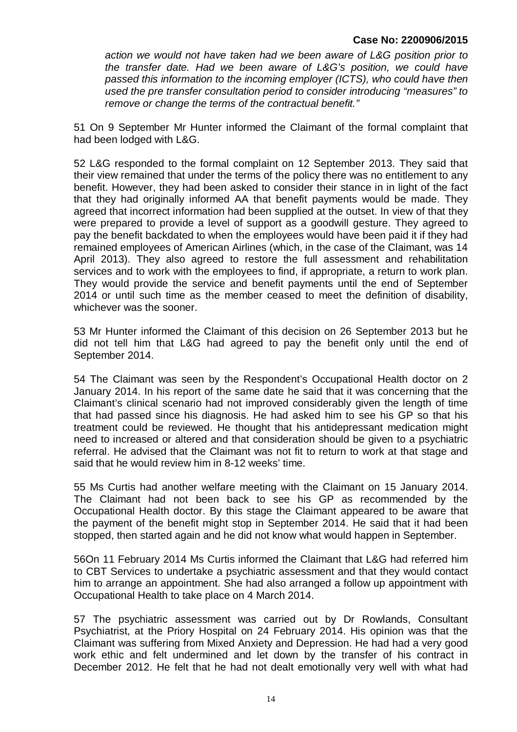*action we would not have taken had we been aware of L&G position prior to the transfer date. Had we been aware of L&G's position, we could have passed this information to the incoming employer (ICTS), who could have then used the pre transfer consultation period to consider introducing "measures" to remove or change the terms of the contractual benefit."*

51 On 9 September Mr Hunter informed the Claimant of the formal complaint that had been lodged with L&G.

52 L&G responded to the formal complaint on 12 September 2013. They said that their view remained that under the terms of the policy there was no entitlement to any benefit. However, they had been asked to consider their stance in in light of the fact that they had originally informed AA that benefit payments would be made. They agreed that incorrect information had been supplied at the outset. In view of that they were prepared to provide a level of support as a goodwill gesture. They agreed to pay the benefit backdated to when the employees would have been paid it if they had remained employees of American Airlines (which, in the case of the Claimant, was 14 April 2013). They also agreed to restore the full assessment and rehabilitation services and to work with the employees to find, if appropriate, a return to work plan. They would provide the service and benefit payments until the end of September 2014 or until such time as the member ceased to meet the definition of disability, whichever was the sooner.

53 Mr Hunter informed the Claimant of this decision on 26 September 2013 but he did not tell him that L&G had agreed to pay the benefit only until the end of September 2014.

54 The Claimant was seen by the Respondent's Occupational Health doctor on 2 January 2014. In his report of the same date he said that it was concerning that the Claimant's clinical scenario had not improved considerably given the length of time that had passed since his diagnosis. He had asked him to see his GP so that his treatment could be reviewed. He thought that his antidepressant medication might need to increased or altered and that consideration should be given to a psychiatric referral. He advised that the Claimant was not fit to return to work at that stage and said that he would review him in 8-12 weeks' time.

55 Ms Curtis had another welfare meeting with the Claimant on 15 January 2014. The Claimant had not been back to see his GP as recommended by the Occupational Health doctor. By this stage the Claimant appeared to be aware that the payment of the benefit might stop in September 2014. He said that it had been stopped, then started again and he did not know what would happen in September.

56On 11 February 2014 Ms Curtis informed the Claimant that L&G had referred him to CBT Services to undertake a psychiatric assessment and that they would contact him to arrange an appointment. She had also arranged a follow up appointment with Occupational Health to take place on 4 March 2014.

57 The psychiatric assessment was carried out by Dr Rowlands, Consultant Psychiatrist, at the Priory Hospital on 24 February 2014. His opinion was that the Claimant was suffering from Mixed Anxiety and Depression. He had had a very good work ethic and felt undermined and let down by the transfer of his contract in December 2012. He felt that he had not dealt emotionally very well with what had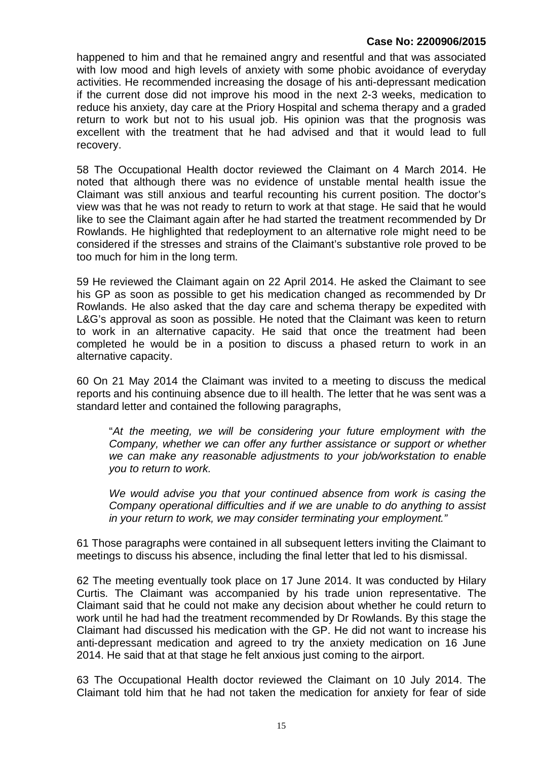happened to him and that he remained angry and resentful and that was associated with low mood and high levels of anxiety with some phobic avoidance of everyday activities. He recommended increasing the dosage of his anti-depressant medication if the current dose did not improve his mood in the next 2-3 weeks, medication to reduce his anxiety, day care at the Priory Hospital and schema therapy and a graded return to work but not to his usual job. His opinion was that the prognosis was excellent with the treatment that he had advised and that it would lead to full recovery.

58 The Occupational Health doctor reviewed the Claimant on 4 March 2014. He noted that although there was no evidence of unstable mental health issue the Claimant was still anxious and tearful recounting his current position. The doctor's view was that he was not ready to return to work at that stage. He said that he would like to see the Claimant again after he had started the treatment recommended by Dr Rowlands. He highlighted that redeployment to an alternative role might need to be considered if the stresses and strains of the Claimant's substantive role proved to be too much for him in the long term.

59 He reviewed the Claimant again on 22 April 2014. He asked the Claimant to see his GP as soon as possible to get his medication changed as recommended by Dr Rowlands. He also asked that the day care and schema therapy be expedited with L&G's approval as soon as possible. He noted that the Claimant was keen to return to work in an alternative capacity. He said that once the treatment had been completed he would be in a position to discuss a phased return to work in an alternative capacity.

60 On 21 May 2014 the Claimant was invited to a meeting to discuss the medical reports and his continuing absence due to ill health. The letter that he was sent was a standard letter and contained the following paragraphs,

> "*At the meeting, we will be considering your future employment with the Company, whether we can offer any further assistance or support or whether we can make any reasonable adjustments to your job/workstation to enable you to return to work.*
>
> *We would advise you that your continued absence from work is casing the Company operational difficulties and if we are unable to do anything to assist in your return to work, we may consider terminating your employment.*"

61 Those paragraphs were contained in all subsequent letters inviting the Claimant to meetings to discuss his absence, including the final letter that led to his dismissal.

62 The meeting eventually took place on 17 June 2014. It was conducted by Hilary Curtis. The Claimant was accompanied by his trade union representative. The Claimant said that he could not make any decision about whether he could return to work until he had had the treatment recommended by Dr Rowlands. By this stage the Claimant had discussed his medication with the GP. He did not want to increase his anti-depressant medication and agreed to try the anxiety medication on 16 June 2014. He said that at that stage he felt anxious just coming to the airport.

63 The Occupational Health doctor reviewed the Claimant on 10 July 2014. The Claimant told him that he had not taken the medication for anxiety for fear of side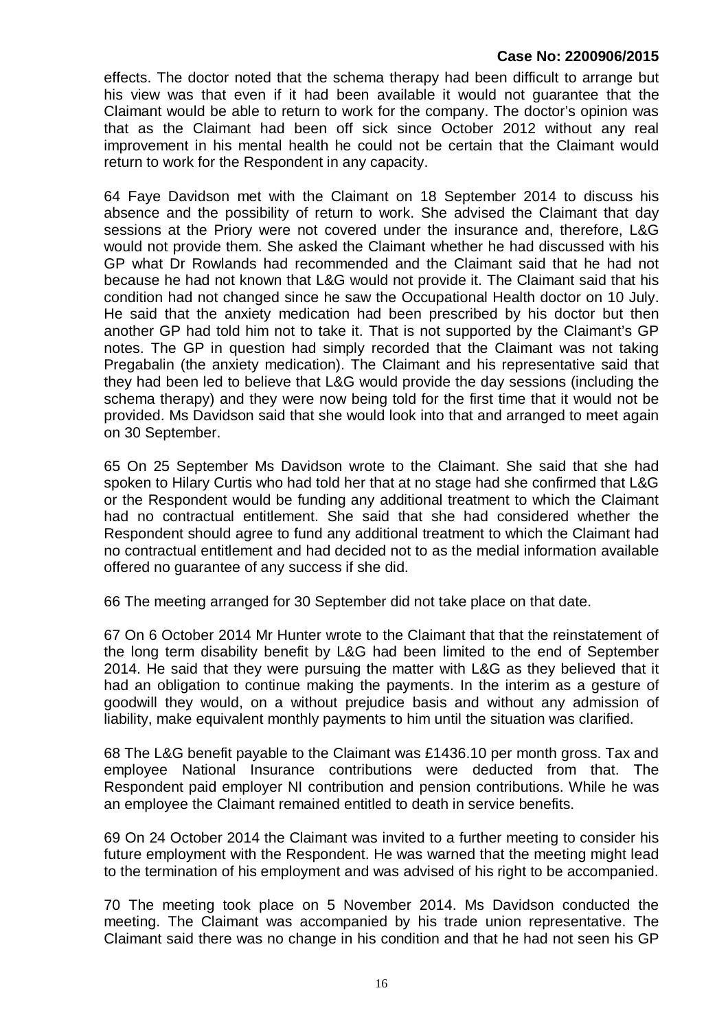effects. The doctor noted that the schema therapy had been difficult to arrange but his view was that even if it had been available it would not guarantee that the Claimant would be able to return to work for the company. The doctor's opinion was that as the Claimant had been off sick since October 2012 without any real improvement in his mental health he could not be certain that the Claimant would return to work for the Respondent in any capacity.

64 Faye Davidson met with the Claimant on 18 September 2014 to discuss his absence and the possibility of return to work. She advised the Claimant that day sessions at the Priory were not covered under the insurance and, therefore, L&G would not provide them. She asked the Claimant whether he had discussed with his GP what Dr Rowlands had recommended and the Claimant said that he had not because he had not known that L&G would not provide it. The Claimant said that his condition had not changed since he saw the Occupational Health doctor on 10 July. He said that the anxiety medication had been prescribed by his doctor but then another GP had told him not to take it. That is not supported by the Claimant's GP notes. The GP in question had simply recorded that the Claimant was not taking Pregabalin (the anxiety medication). The Claimant and his representative said that they had been led to believe that L&G would provide the day sessions (including the schema therapy) and they were now being told for the first time that it would not be provided. Ms Davidson said that she would look into that and arranged to meet again on 30 September.

65 On 25 September Ms Davidson wrote to the Claimant. She said that she had spoken to Hilary Curtis who had told her that at no stage had she confirmed that L&G or the Respondent would be funding any additional treatment to which the Claimant had no contractual entitlement. She said that she had considered whether the Respondent should agree to fund any additional treatment to which the Claimant had no contractual entitlement and had decided not to as the medial information available offered no guarantee of any success if she did.

66 The meeting arranged for 30 September did not take place on that date.

67 On 6 October 2014 Mr Hunter wrote to the Claimant that that the reinstatement of the long term disability benefit by L&G had been limited to the end of September 2014. He said that they were pursuing the matter with L&G as they believed that it had an obligation to continue making the payments. In the interim as a gesture of goodwill they would, on a without prejudice basis and without any admission of liability, make equivalent monthly payments to him until the situation was clarified.

68 The L&G benefit payable to the Claimant was £1436.10 per month gross. Tax and employee National Insurance contributions were deducted from that. The Respondent paid employer NI contribution and pension contributions. While he was an employee the Claimant remained entitled to death in service benefits.

69 On 24 October 2014 the Claimant was invited to a further meeting to consider his future employment with the Respondent. He was warned that the meeting might lead to the termination of his employment and was advised of his right to be accompanied.

70 The meeting took place on 5 November 2014. Ms Davidson conducted the meeting. The Claimant was accompanied by his trade union representative. The Claimant said there was no change in his condition and that he had not seen his GP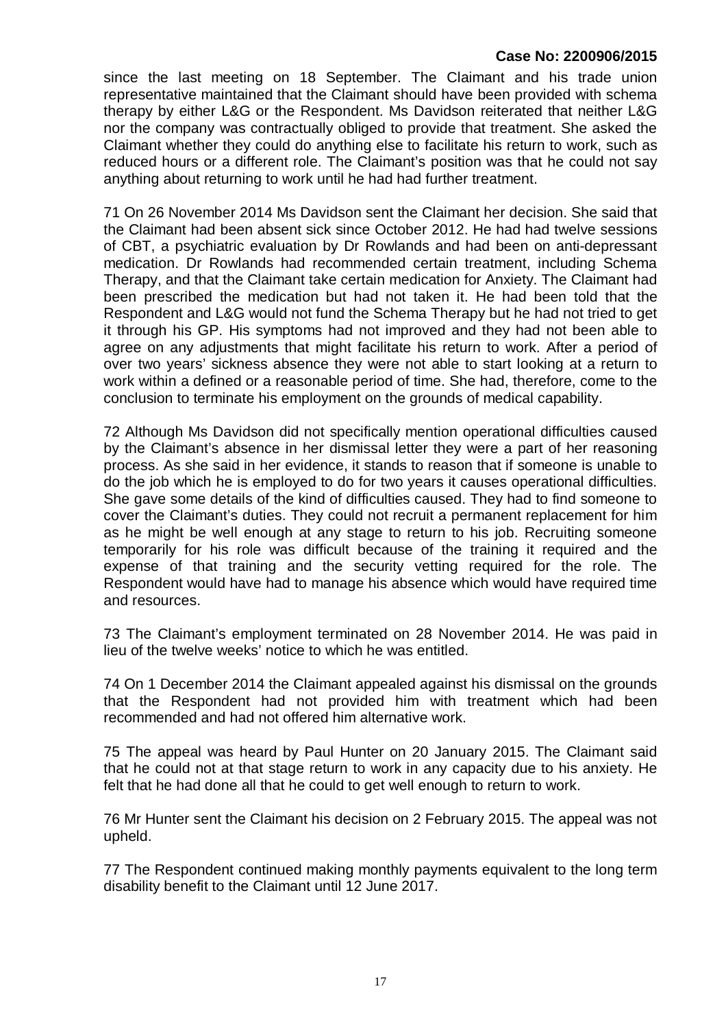since the last meeting on 18 September. The Claimant and his trade union representative maintained that the Claimant should have been provided with schema therapy by either L&G or the Respondent. Ms Davidson reiterated that neither L&G nor the company was contractually obliged to provide that treatment. She asked the Claimant whether they could do anything else to facilitate his return to work, such as reduced hours or a different role. The Claimant's position was that he could not say anything about returning to work until he had had further treatment.

71 On 26 November 2014 Ms Davidson sent the Claimant her decision. She said that the Claimant had been absent sick since October 2012. He had had twelve sessions of CBT, a psychiatric evaluation by Dr Rowlands and had been on anti-depressant medication. Dr Rowlands had recommended certain treatment, including Schema Therapy, and that the Claimant take certain medication for Anxiety. The Claimant had been prescribed the medication but had not taken it. He had been told that the Respondent and L&G would not fund the Schema Therapy but he had not tried to get it through his GP. His symptoms had not improved and they had not been able to agree on any adjustments that might facilitate his return to work. After a period of over two years' sickness absence they were not able to start looking at a return to work within a defined or a reasonable period of time. She had, therefore, come to the conclusion to terminate his employment on the grounds of medical capability.

72 Although Ms Davidson did not specifically mention operational difficulties caused by the Claimant's absence in her dismissal letter they were a part of her reasoning process. As she said in her evidence, it stands to reason that if someone is unable to do the job which he is employed to do for two years it causes operational difficulties. She gave some details of the kind of difficulties caused. They had to find someone to cover the Claimant's duties. They could not recruit a permanent replacement for him as he might be well enough at any stage to return to his job. Recruiting someone temporarily for his role was difficult because of the training it required and the expense of that training and the security vetting required for the role. The Respondent would have had to manage his absence which would have required time and resources.

73 The Claimant's employment terminated on 28 November 2014. He was paid in lieu of the twelve weeks' notice to which he was entitled.

74 On 1 December 2014 the Claimant appealed against his dismissal on the grounds that the Respondent had not provided him with treatment which had been recommended and had not offered him alternative work.

75 The appeal was heard by Paul Hunter on 20 January 2015. The Claimant said that he could not at that stage return to work in any capacity due to his anxiety. He felt that he had done all that he could to get well enough to return to work.

76 Mr Hunter sent the Claimant his decision on 2 February 2015. The appeal was not upheld.

77 The Respondent continued making monthly payments equivalent to the long term disability benefit to the Claimant until 12 June 2017.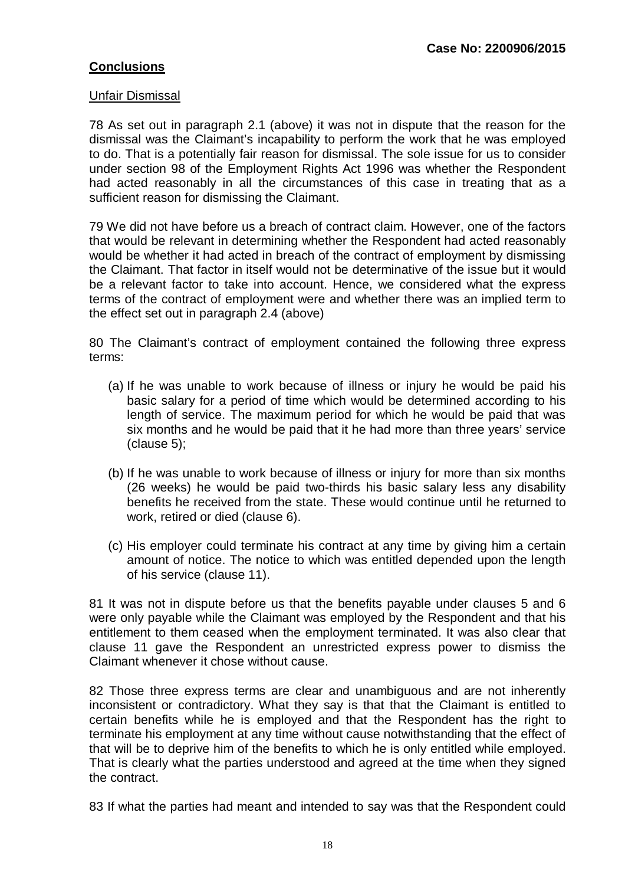**Case No: 2200906/2015**

## Conclusions

### Unfair Dismissal

78 As set out in paragraph 2.1 (above) it was not in dispute that the reason for the dismissal was the Claimant's incapability to perform the work that he was employed to do. That is a potentially fair reason for dismissal. The sole issue for us to consider under section 98 of the Employment Rights Act 1996 was whether the Respondent had acted reasonably in all the circumstances of this case in treating that as a sufficient reason for dismissing the Claimant.

79 We did not have before us a breach of contract claim. However, one of the factors that would be relevant in determining whether the Respondent had acted reasonably would be whether it had acted in breach of the contract of employment by dismissing the Claimant. That factor in itself would not be determinative of the issue but it would be a relevant factor to take into account. Hence, we considered what the express terms of the contract of employment were and whether there was an implied term to the effect set out in paragraph 2.4 (above)

80 The Claimant's contract of employment contained the following three express terms:

(a) If he was unable to work because of illness or injury he would be paid his basic salary for a period of time which would be determined according to his length of service. The maximum period for which he would be paid that was six months and he would be paid that it he had more than three years' service (clause 5);

(b) If he was unable to work because of illness or injury for more than six months (26 weeks) he would be paid two-thirds his basic salary less any disability benefits he received from the state. These would continue until he returned to work, retired or died (clause 6).

(c) His employer could terminate his contract at any time by giving him a certain amount of notice. The notice to which was entitled depended upon the length of his service (clause 11).

81 It was not in dispute before us that the benefits payable under clauses 5 and 6 were only payable while the Claimant was employed by the Respondent and that his entitlement to them ceased when the employment terminated. It was also clear that clause 11 gave the Respondent an unrestricted express power to dismiss the Claimant whenever it chose without cause.

82 Those three express terms are clear and unambiguous and are not inherently inconsistent or contradictory. What they say is that that the Claimant is entitled to certain benefits while he is employed and that the Respondent has the right to terminate his employment at any time without cause notwithstanding that the effect of that will be to deprive him of the benefits to which he is only entitled while employed. That is clearly what the parties understood and agreed at the time when they signed the contract.

83 If what the parties had meant and intended to say was that the Respondent could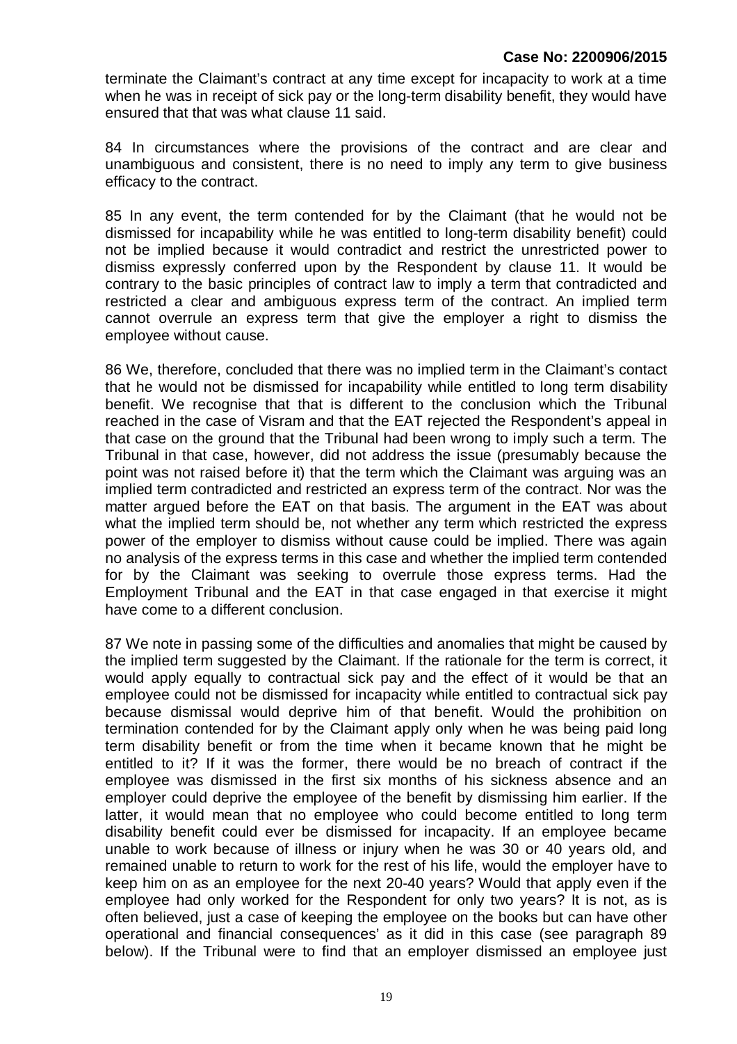terminate the Claimant's contract at any time except for incapacity to work at a time when he was in receipt of sick pay or the long-term disability benefit, they would have ensured that that was what clause 11 said.

84 In circumstances where the provisions of the contract and are clear and unambiguous and consistent, there is no need to imply any term to give business efficacy to the contract.

85 In any event, the term contended for by the Claimant (that he would not be dismissed for incapability while he was entitled to long-term disability benefit) could not be implied because it would contradict and restrict the unrestricted power to dismiss expressly conferred upon by the Respondent by clause 11. It would be contrary to the basic principles of contract law to imply a term that contradicted and restricted a clear and ambiguous express term of the contract. An implied term cannot overrule an express term that give the employer a right to dismiss the employee without cause.

86 We, therefore, concluded that there was no implied term in the Claimant's contact that he would not be dismissed for incapability while entitled to long term disability benefit. We recognise that that is different to the conclusion which the Tribunal reached in the case of Visram and that the EAT rejected the Respondent's appeal in that case on the ground that the Tribunal had been wrong to imply such a term. The Tribunal in that case, however, did not address the issue (presumably because the point was not raised before it) that the term which the Claimant was arguing was an implied term contradicted and restricted an express term of the contract. Nor was the matter argued before the EAT on that basis. The argument in the EAT was about what the implied term should be, not whether any term which restricted the express power of the employer to dismiss without cause could be implied. There was again no analysis of the express terms in this case and whether the implied term contended for by the Claimant was seeking to overrule those express terms. Had the Employment Tribunal and the EAT in that case engaged in that exercise it might have come to a different conclusion.

87 We note in passing some of the difficulties and anomalies that might be caused by the implied term suggested by the Claimant. If the rationale for the term is correct, it would apply equally to contractual sick pay and the effect of it would be that an employee could not be dismissed for incapacity while entitled to contractual sick pay because dismissal would deprive him of that benefit. Would the prohibition on termination contended for by the Claimant apply only when he was being paid long term disability benefit or from the time when it became known that he might be entitled to it? If it was the former, there would be no breach of contract if the employee was dismissed in the first six months of his sickness absence and an employer could deprive the employee of the benefit by dismissing him earlier. If the latter, it would mean that no employee who could become entitled to long term disability benefit could ever be dismissed for incapacity. If an employee became unable to work because of illness or injury when he was 30 or 40 years old, and remained unable to return to work for the rest of his life, would the employer have to keep him on as an employee for the next 20-40 years? Would that apply even if the employee had only worked for the Respondent for only two years? It is not, as is often believed, just a case of keeping the employee on the books but can have other operational and financial consequences' as it did in this case (see paragraph 89 below). If the Tribunal were to find that an employer dismissed an employee just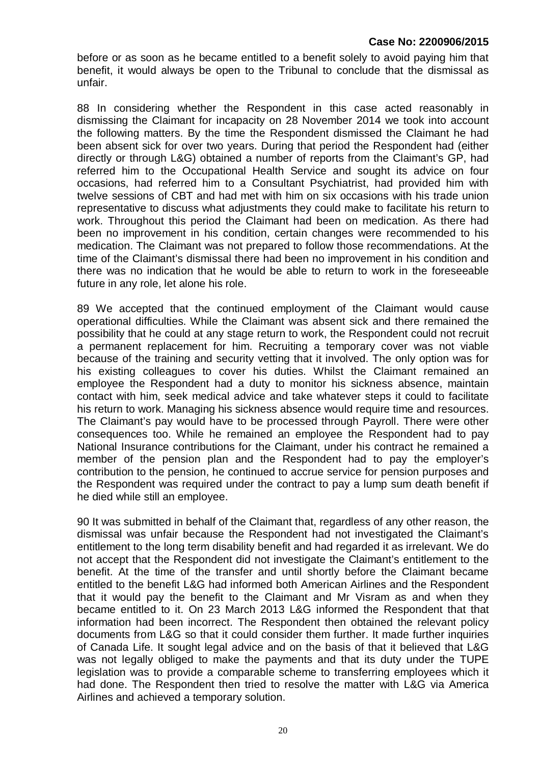before or as soon as he became entitled to a benefit solely to avoid paying him that benefit, it would always be open to the Tribunal to conclude that the dismissal as unfair.

88 In considering whether the Respondent in this case acted reasonably in dismissing the Claimant for incapacity on 28 November 2014 we took into account the following matters. By the time the Respondent dismissed the Claimant he had been absent sick for over two years. During that period the Respondent had (either directly or through L&G) obtained a number of reports from the Claimant's GP, had referred him to the Occupational Health Service and sought its advice on four occasions, had referred him to a Consultant Psychiatrist, had provided him with twelve sessions of CBT and had met with him on six occasions with his trade union representative to discuss what adjustments they could make to facilitate his return to work. Throughout this period the Claimant had been on medication. As there had been no improvement in his condition, certain changes were recommended to his medication. The Claimant was not prepared to follow those recommendations. At the time of the Claimant's dismissal there had been no improvement in his condition and there was no indication that he would be able to return to work in the foreseeable future in any role, let alone his role.

89 We accepted that the continued employment of the Claimant would cause operational difficulties. While the Claimant was absent sick and there remained the possibility that he could at any stage return to work, the Respondent could not recruit a permanent replacement for him. Recruiting a temporary cover was not viable because of the training and security vetting that it involved. The only option was for his existing colleagues to cover his duties. Whilst the Claimant remained an employee the Respondent had a duty to monitor his sickness absence, maintain contact with him, seek medical advice and take whatever steps it could to facilitate his return to work. Managing his sickness absence would require time and resources. The Claimant's pay would have to be processed through Payroll. There were other consequences too. While he remained an employee the Respondent had to pay National Insurance contributions for the Claimant, under his contract he remained a member of the pension plan and the Respondent had to pay the employer's contribution to the pension, he continued to accrue service for pension purposes and the Respondent was required under the contract to pay a lump sum death benefit if he died while still an employee.

90 It was submitted in behalf of the Claimant that, regardless of any other reason, the dismissal was unfair because the Respondent had not investigated the Claimant's entitlement to the long term disability benefit and had regarded it as irrelevant. We do not accept that the Respondent did not investigate the Claimant's entitlement to the benefit. At the time of the transfer and until shortly before the Claimant became entitled to the benefit L&G had informed both American Airlines and the Respondent that it would pay the benefit to the Claimant and Mr Visram as and when they became entitled to it. On 23 March 2013 L&G informed the Respondent that that information had been incorrect. The Respondent then obtained the relevant policy documents from L&G so that it could consider them further. It made further inquiries of Canada Life. It sought legal advice and on the basis of that it believed that L&G was not legally obliged to make the payments and that its duty under the TUPE legislation was to provide a comparable scheme to transferring employees which it had done. The Respondent then tried to resolve the matter with L&G via America Airlines and achieved a temporary solution.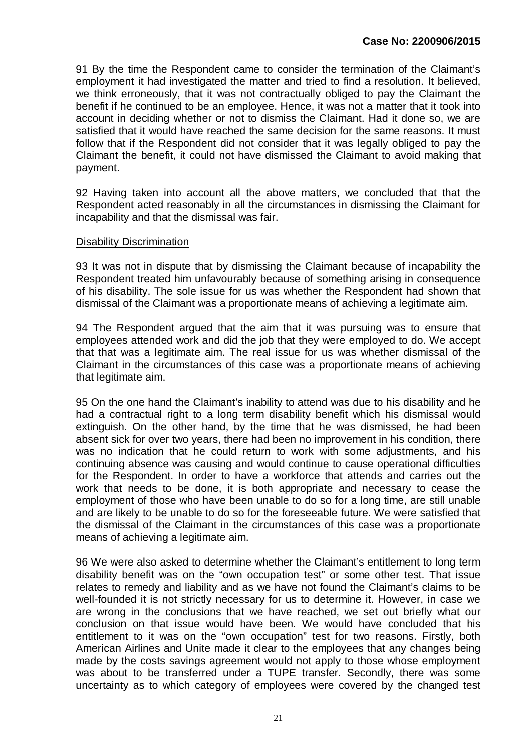91 By the time the Respondent came to consider the termination of the Claimant's employment it had investigated the matter and tried to find a resolution. It believed, we think erroneously, that it was not contractually obliged to pay the Claimant the benefit if he continued to be an employee. Hence, it was not a matter that it took into account in deciding whether or not to dismiss the Claimant. Had it done so, we are satisfied that it would have reached the same decision for the same reasons. It must follow that if the Respondent did not consider that it was legally obliged to pay the Claimant the benefit, it could not have dismissed the Claimant to avoid making that payment.

92 Having taken into account all the above matters, we concluded that that the Respondent acted reasonably in all the circumstances in dismissing the Claimant for incapability and that the dismissal was fair.

Disability Discrimination

93 It was not in dispute that by dismissing the Claimant because of incapability the Respondent treated him unfavourably because of something arising in consequence of his disability. The sole issue for us was whether the Respondent had shown that dismissal of the Claimant was a proportionate means of achieving a legitimate aim.

94 The Respondent argued that the aim that it was pursuing was to ensure that employees attended work and did the job that they were employed to do. We accept that that was a legitimate aim. The real issue for us was whether dismissal of the Claimant in the circumstances of this case was a proportionate means of achieving that legitimate aim.

95 On the one hand the Claimant's inability to attend was due to his disability and he had a contractual right to a long term disability benefit which his dismissal would extinguish. On the other hand, by the time that he was dismissed, he had been absent sick for over two years, there had been no improvement in his condition, there was no indication that he could return to work with some adjustments, and his continuing absence was causing and would continue to cause operational difficulties for the Respondent. In order to have a workforce that attends and carries out the work that needs to be done, it is both appropriate and necessary to cease the employment of those who have been unable to do so for a long time, are still unable and are likely to be unable to do so for the foreseeable future. We were satisfied that the dismissal of the Claimant in the circumstances of this case was a proportionate means of achieving a legitimate aim.

96 We were also asked to determine whether the Claimant's entitlement to long term disability benefit was on the "own occupation test" or some other test. That issue relates to remedy and liability and as we have not found the Claimant's claims to be well-founded it is not strictly necessary for us to determine it. However, in case we are wrong in the conclusions that we have reached, we set out briefly what our conclusion on that issue would have been. We would have concluded that his entitlement to it was on the "own occupation" test for two reasons. Firstly, both American Airlines and Unite made it clear to the employees that any changes being made by the costs savings agreement would not apply to those whose employment was about to be transferred under a TUPE transfer. Secondly, there was some uncertainty as to which category of employees were covered by the changed test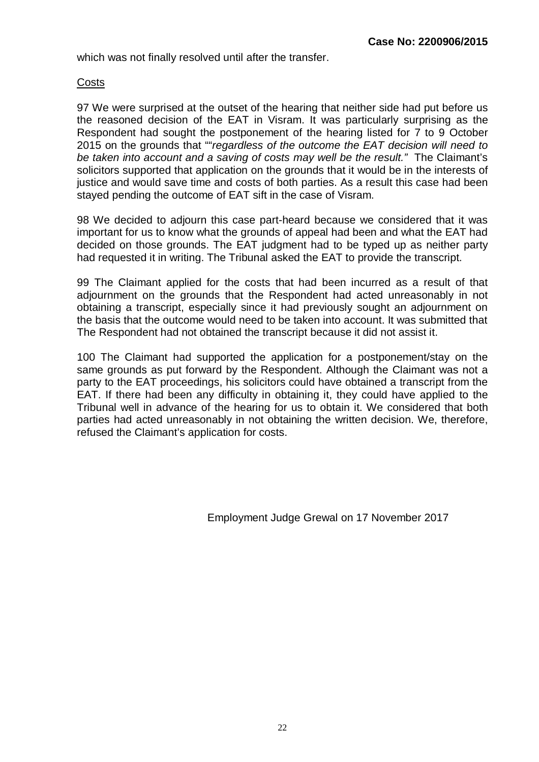which was not finally resolved until after the transfer.

Costs

97 We were surprised at the outset of the hearing that neither side had put before us the reasoned decision of the EAT in Visram. It was particularly surprising as the Respondent had sought the postponement of the hearing listed for 7 to 9 October 2015 on the grounds that ""*regardless of the outcome the EAT decision will need to be taken into account and a saving of costs may well be the result."* The Claimant's solicitors supported that application on the grounds that it would be in the interests of justice and would save time and costs of both parties. As a result this case had been stayed pending the outcome of EAT sift in the case of Visram.

98 We decided to adjourn this case part-heard because we considered that it was important for us to know what the grounds of appeal had been and what the EAT had decided on those grounds. The EAT judgment had to be typed up as neither party had requested it in writing. The Tribunal asked the EAT to provide the transcript.

99 The Claimant applied for the costs that had been incurred as a result of that adjournment on the grounds that the Respondent had acted unreasonably in not obtaining a transcript, especially since it had previously sought an adjournment on the basis that the outcome would need to be taken into account. It was submitted that The Respondent had not obtained the transcript because it did not assist it.

100 The Claimant had supported the application for a postponement/stay on the same grounds as put forward by the Respondent. Although the Claimant was not a party to the EAT proceedings, his solicitors could have obtained a transcript from the EAT. If there had been any difficulty in obtaining it, they could have applied to the Tribunal well in advance of the hearing for us to obtain it. We considered that both parties had acted unreasonably in not obtaining the written decision. We, therefore, refused the Claimant's application for costs.

Employment Judge Grewal on 17 November 2017